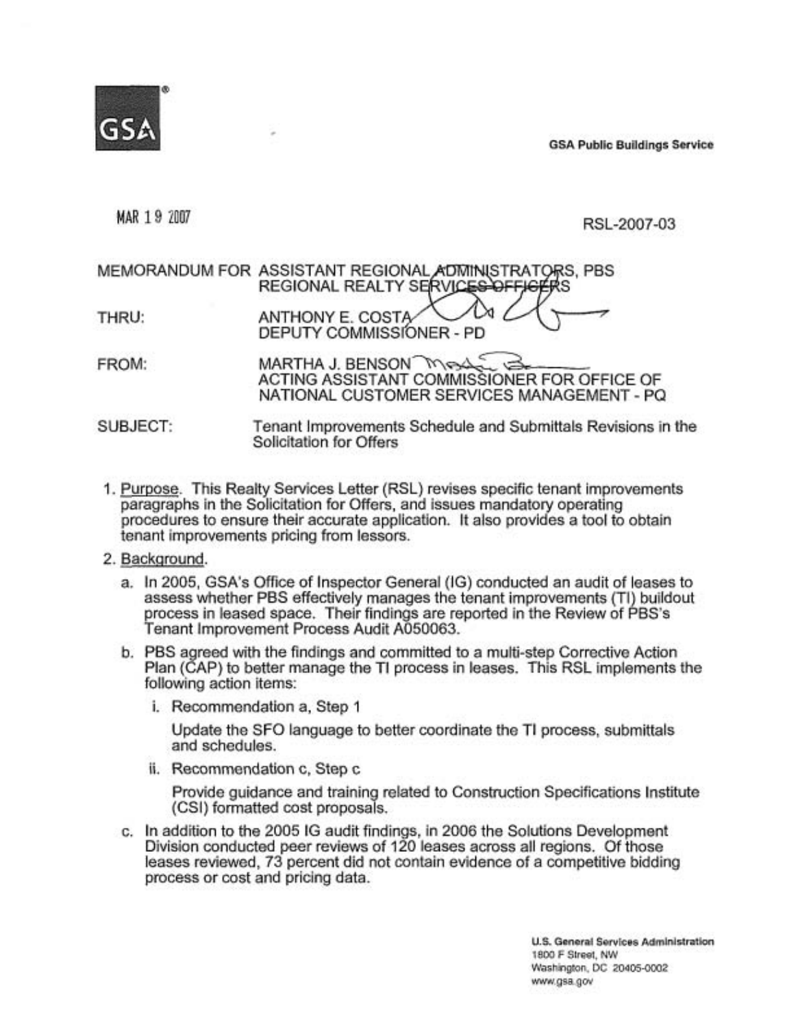GSA Public Buildings Service

MAR 19 2007

RSL-2007-03

MEMORANDUM FOR ASSISTANT REGIONAL ADMINISTRATORS, PBS
REGIONAL REALTY SERVICES OFFICERS

THRU: ANTHONY E. COSTA
DEPUTY COMMISSIONER - PD

FROM: MARTHA J. BENSON
ACTING ASSISTANT COMMISSIONER FOR OFFICE OF NATIONAL CUSTOMER SERVICES MANAGEMENT - PQ

SUBJECT: Tenant Improvements Schedule and Submittals Revisions in the Solicitation for Offers

1. Purpose. This Realty Services Letter (RSL) revises specific tenant improvements paragraphs in the Solicitation for Offers, and issues mandatory operating procedures to ensure their accurate application. It also provides a tool to obtain tenant improvements pricing from lessors.

2. Background.

   a. In 2005, GSA's Office of Inspector General (IG) conducted an audit of leases to assess whether PBS effectively manages the tenant improvements (TI) buildout process in leased space. Their findings are reported in the Review of PBS's Tenant Improvement Process Audit A050063.

   b. PBS agreed with the findings and committed to a multi-step Corrective Action Plan (CAP) to better manage the TI process in leases. This RSL implements the following action items:

      i. Recommendation a, Step 1

         Update the SFO language to better coordinate the TI process, submittals and schedules.

      ii. Recommendation c, Step c

         Provide guidance and training related to Construction Specifications Institute (CSI) formatted cost proposals.

   c. In addition to the 2005 IG audit findings, in 2006 the Solutions Development Division conducted peer reviews of 120 leases across all regions. Of those leases reviewed, 73 percent did not contain evidence of a competitive bidding process or cost and pricing data.

U.S. General Services Administration
1800 F Street, NW
Washington, DC 20405-0002
www.gsa.gov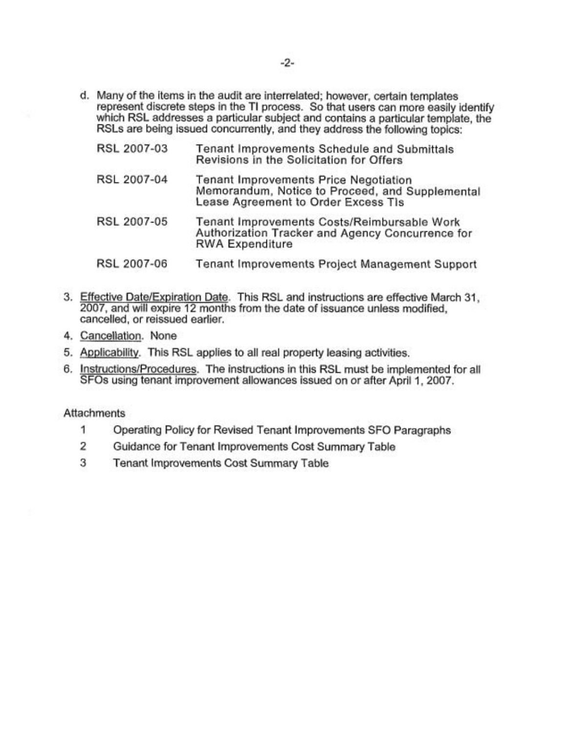d. Many of the items in the audit are interrelated; however, certain templates represent discrete steps in the TI process. So that users can more easily identify which RSL addresses a particular subject and contains a particular template, the RSLs are being issued concurrently, and they address the following topics:

| | |
|---|---|
| RSL 2007-03 | Tenant Improvements Schedule and Submittals Revisions in the Solicitation for Offers |
| RSL 2007-04 | Tenant Improvements Price Negotiation Memorandum, Notice to Proceed, and Supplemental Lease Agreement to Order Excess TIs |
| RSL 2007-05 | Tenant Improvements Costs/Reimbursable Work Authorization Tracker and Agency Concurrence for RWA Expenditure |
| RSL 2007-06 | Tenant Improvements Project Management Support |

3. Effective Date/Expiration Date. This RSL and instructions are effective March 31, 2007, and will expire 12 months from the date of issuance unless modified, cancelled, or reissued earlier.
4. Cancellation. None
5. Applicability. This RSL applies to all real property leasing activities.
6. Instructions/Procedures. The instructions in this RSL must be implemented for all SFOs using tenant improvement allowances issued on or after April 1, 2007.

Attachments

1. Operating Policy for Revised Tenant Improvements SFO Paragraphs
2. Guidance for Tenant Improvements Cost Summary Table
3. Tenant Improvements Cost Summary Table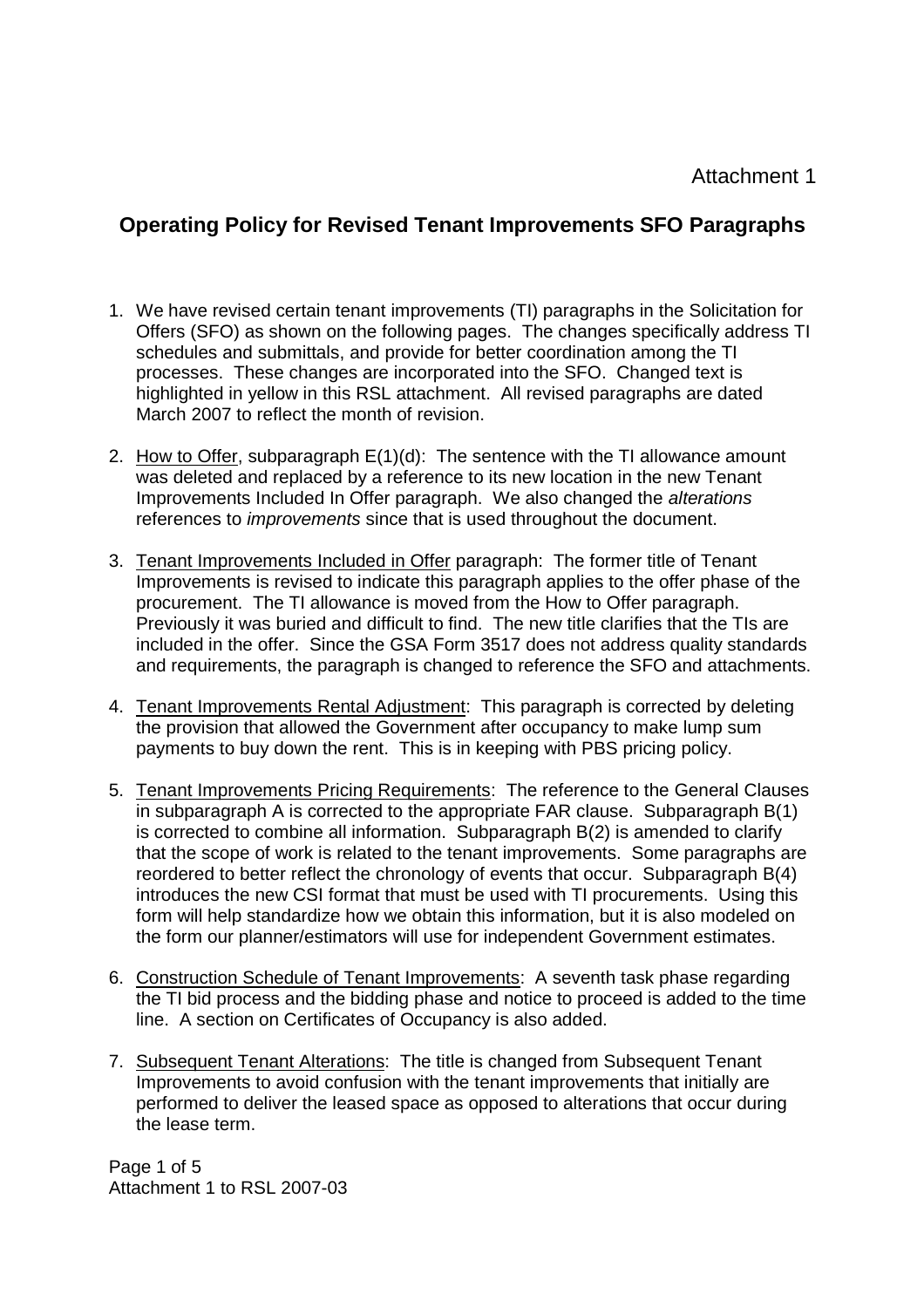Attachment 1

## Operating Policy for Revised Tenant Improvements SFO Paragraphs

1. We have revised certain tenant improvements (TI) paragraphs in the Solicitation for Offers (SFO) as shown on the following pages. The changes specifically address TI schedules and submittals, and provide for better coordination among the TI processes. These changes are incorporated into the SFO. Changed text is highlighted in yellow in this RSL attachment. All revised paragraphs are dated March 2007 to reflect the month of revision.

2. How to Offer, subparagraph E(1)(d): The sentence with the TI allowance amount was deleted and replaced by a reference to its new location in the new Tenant Improvements Included In Offer paragraph. We also changed the *alterations* references to *improvements* since that is used throughout the document.

3. Tenant Improvements Included in Offer paragraph: The former title of Tenant Improvements is revised to indicate this paragraph applies to the offer phase of the procurement. The TI allowance is moved from the How to Offer paragraph. Previously it was buried and difficult to find. The new title clarifies that the TIs are included in the offer. Since the GSA Form 3517 does not address quality standards and requirements, the paragraph is changed to reference the SFO and attachments.

4. Tenant Improvements Rental Adjustment: This paragraph is corrected by deleting the provision that allowed the Government after occupancy to make lump sum payments to buy down the rent. This is in keeping with PBS pricing policy.

5. Tenant Improvements Pricing Requirements: The reference to the General Clauses in subparagraph A is corrected to the appropriate FAR clause. Subparagraph B(1) is corrected to combine all information. Subparagraph B(2) is amended to clarify that the scope of work is related to the tenant improvements. Some paragraphs are reordered to better reflect the chronology of events that occur. Subparagraph B(4) introduces the new CSI format that must be used with TI procurements. Using this form will help standardize how we obtain this information, but it is also modeled on the form our planner/estimators will use for independent Government estimates.

6. Construction Schedule of Tenant Improvements: A seventh task phase regarding the TI bid process and the bidding phase and notice to proceed is added to the time line. A section on Certificates of Occupancy is also added.

7. Subsequent Tenant Alterations: The title is changed from Subsequent Tenant Improvements to avoid confusion with the tenant improvements that initially are performed to deliver the leased space as opposed to alterations that occur during the lease term.

Attachment 1 to RSL 2007-03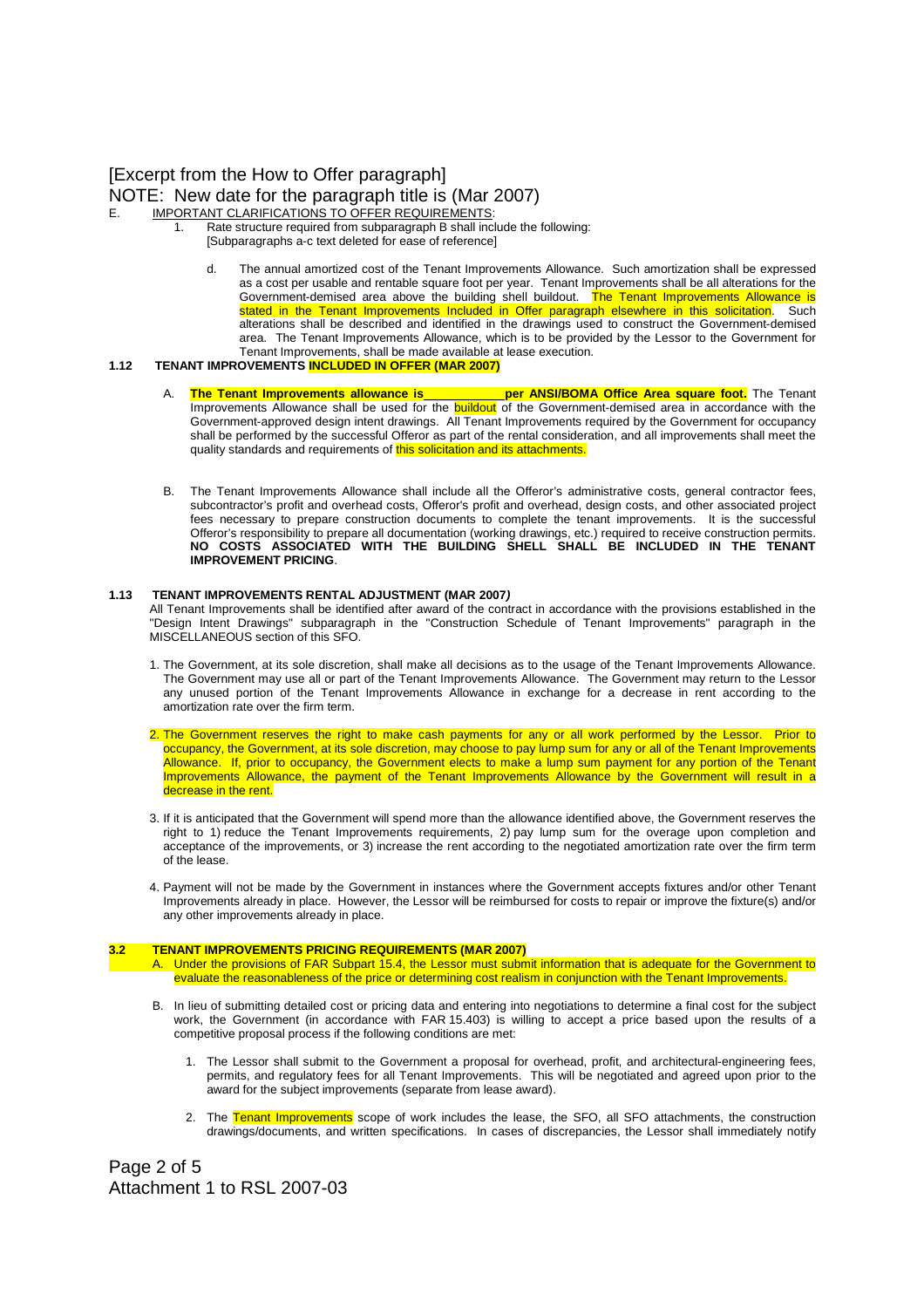[Excerpt from the How to Offer paragraph]

NOTE: New date for the paragraph title is (Mar 2007)

E. IMPORTANT CLARIFICATIONS TO OFFER REQUIREMENTS:

1. Rate structure required from subparagraph B shall include the following:

   [Subparagraphs a-c text deleted for ease of reference]

   d. The annual amortized cost of the Tenant Improvements Allowance. Such amortization shall be expressed as a cost per usable and rentable square foot per year. Tenant Improvements shall be all alterations for the Government-demised area above the building shell buildout. The Tenant Improvements Allowance is stated in the Tenant Improvements Included in Offer paragraph elsewhere in this solicitation. Such alterations shall be described and identified in the drawings used to construct the Government-demised area. The Tenant Improvements Allowance, which is to be provided by the Lessor to the Government for Tenant Improvements, shall be made available at lease execution.

**1.12 TENANT IMPROVEMENTS INCLUDED IN OFFER (MAR 2007)**

A. **The Tenant Improvements allowance is____________per ANSI/BOMA Office Area square foot.** The Tenant Improvements Allowance shall be used for the buildout of the Government-demised area in accordance with the Government-approved design intent drawings. All Tenant Improvements required by the Government for occupancy shall be performed by the successful Offeror as part of the rental consideration, and all improvements shall meet the quality standards and requirements of this solicitation and its attachments.

B. The Tenant Improvements Allowance shall include all the Offeror's administrative costs, general contractor fees, subcontractor's profit and overhead costs, Offeror's profit and overhead, design costs, and other associated project fees necessary to prepare construction documents to complete the tenant improvements. It is the successful Offeror's responsibility to prepare all documentation (working drawings, etc.) required to receive construction permits. **NO COSTS ASSOCIATED WITH THE BUILDING SHELL SHALL BE INCLUDED IN THE TENANT IMPROVEMENT PRICING**.

**1.13 TENANT IMPROVEMENTS RENTAL ADJUSTMENT (MAR 2007)**

All Tenant Improvements shall be identified after award of the contract in accordance with the provisions established in the "Design Intent Drawings" subparagraph in the "Construction Schedule of Tenant Improvements" paragraph in the MISCELLANEOUS section of this SFO.

1. The Government, at its sole discretion, shall make all decisions as to the usage of the Tenant Improvements Allowance. The Government may use all or part of the Tenant Improvements Allowance. The Government may return to the Lessor any unused portion of the Tenant Improvements Allowance in exchange for a decrease in rent according to the amortization rate over the firm term.

2. The Government reserves the right to make cash payments for any or all work performed by the Lessor. Prior to occupancy, the Government, at its sole discretion, may choose to pay lump sum for any or all of the Tenant Improvements Allowance. If, prior to occupancy, the Government elects to make a lump sum payment for any portion of the Tenant Improvements Allowance, the payment of the Tenant Improvements Allowance by the Government will result in a decrease in the rent.

3. If it is anticipated that the Government will spend more than the allowance identified above, the Government reserves the right to 1) reduce the Tenant Improvements requirements, 2) pay lump sum for the overage upon completion and acceptance of the improvements, or 3) increase the rent according to the negotiated amortization rate over the firm term of the lease.

4. Payment will not be made by the Government in instances where the Government accepts fixtures and/or other Tenant Improvements already in place. However, the Lessor will be reimbursed for costs to repair or improve the fixture(s) and/or any other improvements already in place.

**3.2 TENANT IMPROVEMENTS PRICING REQUIREMENTS (MAR 2007)**

A. Under the provisions of FAR Subpart 15.4, the Lessor must submit information that is adequate for the Government to evaluate the reasonableness of the price or determining cost realism in conjunction with the Tenant Improvements.

B. In lieu of submitting detailed cost or pricing data and entering into negotiations to determine a final cost for the subject work, the Government (in accordance with FAR 15.403) is willing to accept a price based upon the results of a competitive proposal process if the following conditions are met:

1. The Lessor shall submit to the Government a proposal for overhead, profit, and architectural-engineering fees, permits, and regulatory fees for all Tenant Improvements. This will be negotiated and agreed upon prior to the award for the subject improvements (separate from lease award).

2. The Tenant Improvements scope of work includes the lease, the SFO, all SFO attachments, the construction drawings/documents, and written specifications. In cases of discrepancies, the Lessor shall immediately notify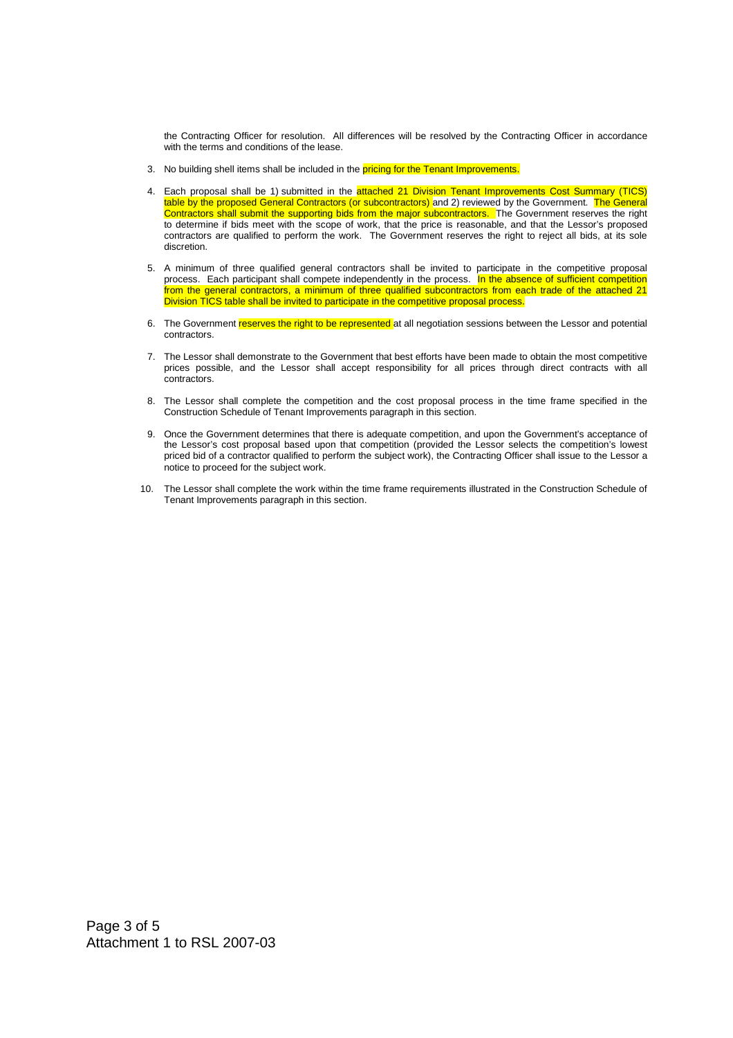the Contracting Officer for resolution. All differences will be resolved by the Contracting Officer in accordance with the terms and conditions of the lease.

3. No building shell items shall be included in the pricing for the Tenant Improvements.

4. Each proposal shall be 1) submitted in the attached 21 Division Tenant Improvements Cost Summary (TICS) table by the proposed General Contractors (or subcontractors) and 2) reviewed by the Government. The General Contractors shall submit the supporting bids from the major subcontractors. The Government reserves the right to determine if bids meet with the scope of work, that the price is reasonable, and that the Lessor's proposed contractors are qualified to perform the work. The Government reserves the right to reject all bids, at its sole discretion.

5. A minimum of three qualified general contractors shall be invited to participate in the competitive proposal process. Each participant shall compete independently in the process. In the absence of sufficient competition from the general contractors, a minimum of three qualified subcontractors from each trade of the attached 21 Division TICS table shall be invited to participate in the competitive proposal process.

6. The Government reserves the right to be represented at all negotiation sessions between the Lessor and potential contractors.

7. The Lessor shall demonstrate to the Government that best efforts have been made to obtain the most competitive prices possible, and the Lessor shall accept responsibility for all prices through direct contracts with all contractors.

8. The Lessor shall complete the competition and the cost proposal process in the time frame specified in the Construction Schedule of Tenant Improvements paragraph in this section.

9. Once the Government determines that there is adequate competition, and upon the Government's acceptance of the Lessor's cost proposal based upon that competition (provided the Lessor selects the competition's lowest priced bid of a contractor qualified to perform the subject work), the Contracting Officer shall issue to the Lessor a notice to proceed for the subject work.

10. The Lessor shall complete the work within the time frame requirements illustrated in the Construction Schedule of Tenant Improvements paragraph in this section.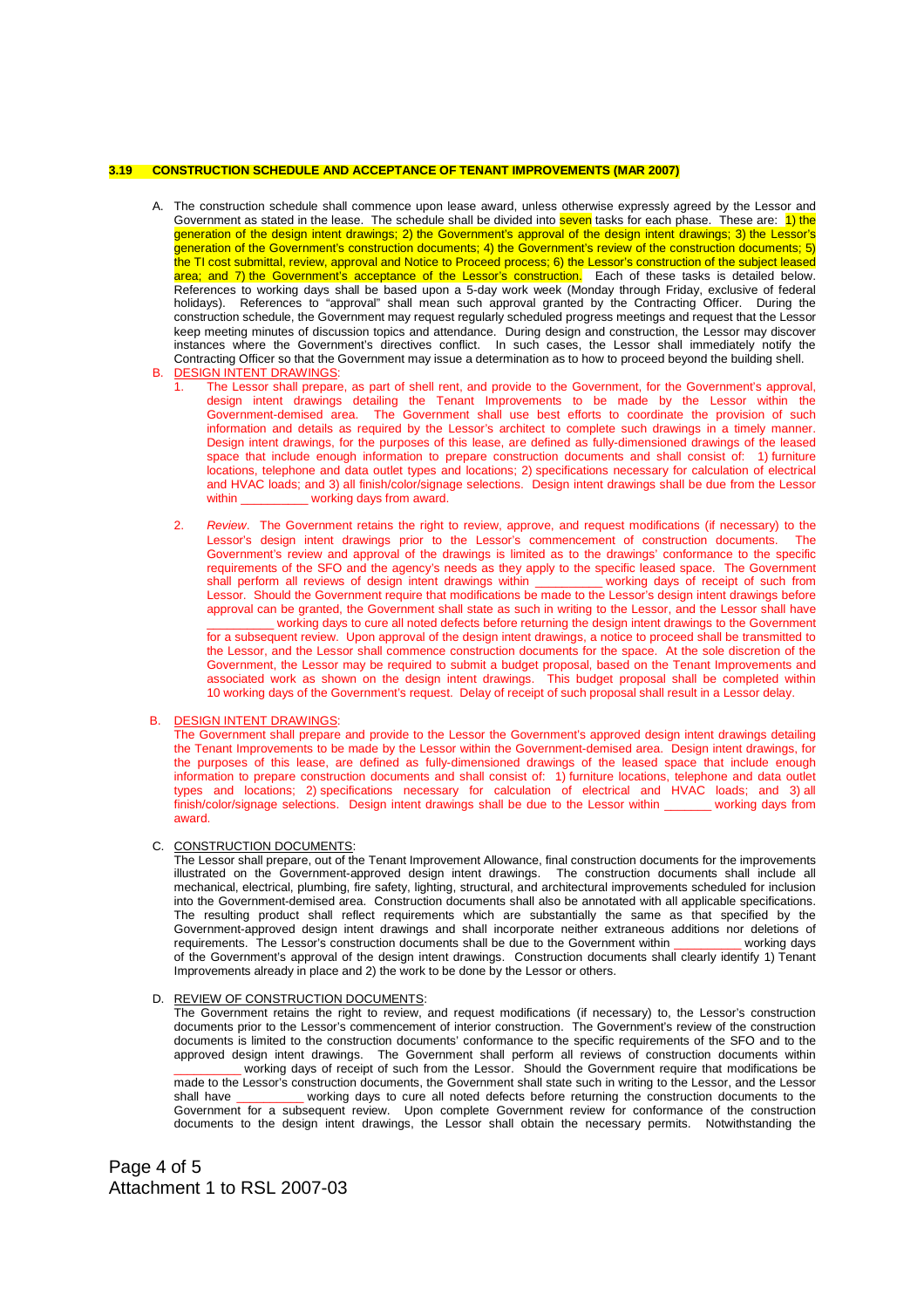**3.19 CONSTRUCTION SCHEDULE AND ACCEPTANCE OF TENANT IMPROVEMENTS (MAR 2007)**

A. The construction schedule shall commence upon lease award, unless otherwise expressly agreed by the Lessor and Government as stated in the lease. The schedule shall be divided into seven tasks for each phase. These are: 1) the generation of the design intent drawings; 2) the Government's approval of the design intent drawings; 3) the Lessor's generation of the Government's construction documents; 4) the Government's review of the construction documents; 5) the TI cost submittal, review, approval and Notice to Proceed process; 6) the Lessor's construction of the subject leased area; and 7) the Government's acceptance of the Lessor's construction. Each of these tasks is detailed below. References to working days shall be based upon a 5-day work week (Monday through Friday, exclusive of federal holidays). References to "approval" shall mean such approval granted by the Contracting Officer. During the construction schedule, the Government may request regularly scheduled progress meetings and request that the Lessor keep meeting minutes of discussion topics and attendance. During design and construction, the Lessor may discover instances where the Government's directives conflict. In such cases, the Lessor shall immediately notify the Contracting Officer so that the Government may issue a determination as to how to proceed beyond the building shell.

B. DESIGN INTENT DRAWINGS:

1. The Lessor shall prepare, as part of shell rent, and provide to the Government, for the Government's approval, design intent drawings detailing the Tenant Improvements to be made by the Lessor within the Government-demised area. The Government shall use best efforts to coordinate the provision of such information and details as required by the Lessor's architect to complete such drawings in a timely manner. Design intent drawings, for the purposes of this lease, are defined as fully-dimensioned drawings of the leased space that include enough information to prepare construction documents and shall consist of: 1) furniture locations, telephone and data outlet types and locations; 2) specifications necessary for calculation of electrical and HVAC loads; and 3) all finish/color/signage selections. Design intent drawings shall be due from the Lessor within __________ working days from award.

2. *Review*. The Government retains the right to review, approve, and request modifications (if necessary) to the Lessor's design intent drawings prior to the Lessor's commencement of construction documents. The Government's review and approval of the drawings is limited as to the drawings' conformance to the specific requirements of the SFO and the agency's needs as they apply to the specific leased space. The Government shall perform all reviews of design intent drawings within __________ working days of receipt of such from Lessor. Should the Government require that modifications be made to the Lessor's design intent drawings before approval can be granted, the Government shall state as such in writing to the Lessor, and the Lessor shall have __________ working days to cure all noted defects before returning the design intent drawings to the Government for a subsequent review. Upon approval of the design intent drawings, a notice to proceed shall be transmitted to the Lessor, and the Lessor shall commence construction documents for the space. At the sole discretion of the Government, the Lessor may be required to submit a budget proposal, based on the Tenant Improvements and associated work as shown on the design intent drawings. This budget proposal shall be completed within 10 working days of the Government's request. Delay of receipt of such proposal shall result in a Lessor delay.

B. DESIGN INTENT DRAWINGS:
The Government shall prepare and provide to the Lessor the Government's approved design intent drawings detailing the Tenant Improvements to be made by the Lessor within the Government-demised area. Design intent drawings, for the purposes of this lease, are defined as fully-dimensioned drawings of the leased space that include enough information to prepare construction documents and shall consist of: 1) furniture locations, telephone and data outlet types and locations; 2) specifications necessary for calculation of electrical and HVAC loads; and 3) all finish/color/signage selections. Design intent drawings shall be due to the Lessor within _______ working days from award.

C. CONSTRUCTION DOCUMENTS:
The Lessor shall prepare, out of the Tenant Improvement Allowance, final construction documents for the improvements illustrated on the Government-approved design intent drawings. The construction documents shall include all mechanical, electrical, plumbing, fire safety, lighting, structural, and architectural improvements scheduled for inclusion into the Government-demised area. Construction documents shall also be annotated with all applicable specifications. The resulting product shall reflect requirements which are substantially the same as that specified by the Government-approved design intent drawings and shall incorporate neither extraneous additions nor deletions of requirements. The Lessor's construction documents shall be due to the Government within __________ working days of the Government's approval of the design intent drawings. Construction documents shall clearly identify 1) Tenant Improvements already in place and 2) the work to be done by the Lessor or others.

D. REVIEW OF CONSTRUCTION DOCUMENTS:
The Government retains the right to review, and request modifications (if necessary) to, the Lessor's construction documents prior to the Lessor's commencement of interior construction. The Government's review of the construction documents is limited to the construction documents' conformance to the specific requirements of the SFO and to the approved design intent drawings. The Government shall perform all reviews of construction documents within __________ working days of receipt of such from the Lessor. Should the Government require that modifications be made to the Lessor's construction documents, the Government shall state such in writing to the Lessor, and the Lessor shall have __________ working days to cure all noted defects before returning the construction documents to the Government for a subsequent review. Upon complete Government review for conformance of the construction documents to the design intent drawings, the Lessor shall obtain the necessary permits. Notwithstanding the

Attachment 1 to RSL 2007-03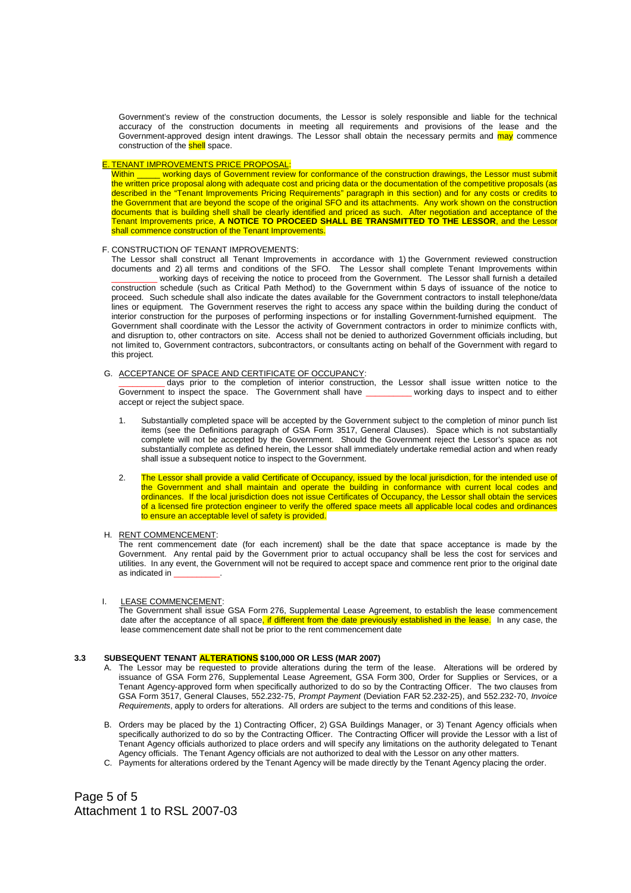Government's review of the construction documents, the Lessor is solely responsible and liable for the technical accuracy of the construction documents in meeting all requirements and provisions of the lease and the Government-approved design intent drawings. The Lessor shall obtain the necessary permits and may commence construction of the shell space.

E. TENANT IMPROVEMENTS PRICE PROPOSAL:

Within _____ working days of Government review for conformance of the construction drawings, the Lessor must submit the written price proposal along with adequate cost and pricing data or the documentation of the competitive proposals (as described in the "Tenant Improvements Pricing Requirements" paragraph in this section) and for any costs or credits to the Government that are beyond the scope of the original SFO and its attachments. Any work shown on the construction documents that is building shell shall be clearly identified and priced as such. After negotiation and acceptance of the Tenant Improvements price, **A NOTICE TO PROCEED SHALL BE TRANSMITTED TO THE LESSOR**, and the Lessor shall commence construction of the Tenant Improvements.

F. CONSTRUCTION OF TENANT IMPROVEMENTS:

The Lessor shall construct all Tenant Improvements in accordance with 1) the Government reviewed construction documents and 2) all terms and conditions of the SFO. The Lessor shall complete Tenant Improvements within __________ working days of receiving the notice to proceed from the Government. The Lessor shall furnish a detailed construction schedule (such as Critical Path Method) to the Government within 5 days of issuance of the notice to proceed. Such schedule shall also indicate the dates available for the Government contractors to install telephone/data lines or equipment. The Government reserves the right to access any space within the building during the conduct of interior construction for the purposes of performing inspections or for installing Government-furnished equipment. The Government shall coordinate with the Lessor the activity of Government contractors in order to minimize conflicts with, and disruption to, other contractors on site. Access shall not be denied to authorized Government officials including, but not limited to, Government contractors, subcontractors, or consultants acting on behalf of the Government with regard to this project.

G. ACCEPTANCE OF SPACE AND CERTIFICATE OF OCCUPANCY:

__________ days prior to the completion of interior construction, the Lessor shall issue written notice to the Government to inspect the space. The Government shall have __________ working days to inspect and to either accept or reject the subject space.

1. Substantially completed space will be accepted by the Government subject to the completion of minor punch list items (see the Definitions paragraph of GSA Form 3517, General Clauses). Space which is not substantially complete will not be accepted by the Government. Should the Government reject the Lessor's space as not substantially complete as defined herein, the Lessor shall immediately undertake remedial action and when ready shall issue a subsequent notice to inspect to the Government.

2. The Lessor shall provide a valid Certificate of Occupancy, issued by the local jurisdiction, for the intended use of the Government and shall maintain and operate the building in conformance with current local codes and ordinances. If the local jurisdiction does not issue Certificates of Occupancy, the Lessor shall obtain the services of a licensed fire protection engineer to verify the offered space meets all applicable local codes and ordinances to ensure an acceptable level of safety is provided.

H. RENT COMMENCEMENT:

The rent commencement date (for each increment) shall be the date that space acceptance is made by the Government. Any rental paid by the Government prior to actual occupancy shall be less the cost for services and utilities. In any event, the Government will not be required to accept space and commence rent prior to the original date as indicated in __________.

I. LEASE COMMENCEMENT:

The Government shall issue GSA Form 276, Supplemental Lease Agreement, to establish the lease commencement date after the acceptance of all space, if different from the date previously established in the lease. In any case, the lease commencement date shall not be prior to the rent commencement date

### 3.3 SUBSEQUENT TENANT ALTERATIONS $100,000 OR LESS (MAR 2007)

A. The Lessor may be requested to provide alterations during the term of the lease. Alterations will be ordered by issuance of GSA Form 276, Supplemental Lease Agreement, GSA Form 300, Order for Supplies or Services, or a Tenant Agency-approved form when specifically authorized to do so by the Contracting Officer. The two clauses from GSA Form 3517, General Clauses, 552.232-75, *Prompt Payment* (Deviation FAR 52.232-25), and 552.232-70, *Invoice Requirements*, apply to orders for alterations. All orders are subject to the terms and conditions of this lease.

B. Orders may be placed by the 1) Contracting Officer, 2) GSA Buildings Manager, or 3) Tenant Agency officials when specifically authorized to do so by the Contracting Officer. The Contracting Officer will provide the Lessor with a list of Tenant Agency officials authorized to place orders and will specify any limitations on the authority delegated to Tenant Agency officials. The Tenant Agency officials are not authorized to deal with the Lessor on any other matters.

C. Payments for alterations ordered by the Tenant Agency will be made directly by the Tenant Agency placing the order.

Attachment 1 to RSL 2007-03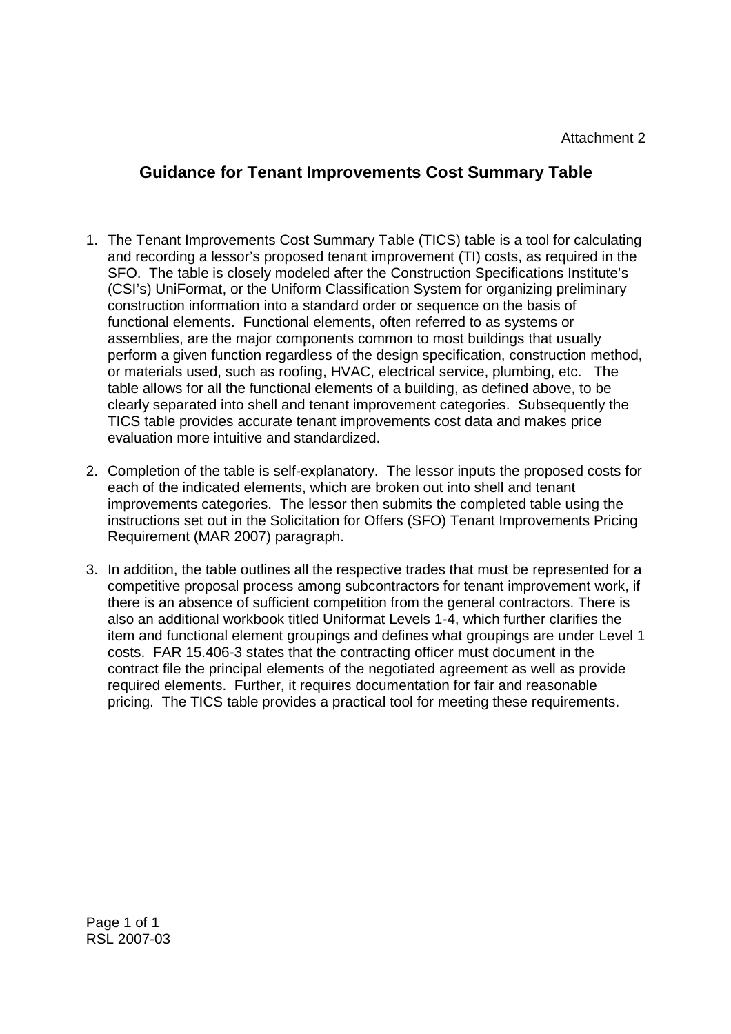Attachment 2

## Guidance for Tenant Improvements Cost Summary Table

1. The Tenant Improvements Cost Summary Table (TICS) table is a tool for calculating and recording a lessor's proposed tenant improvement (TI) costs, as required in the SFO. The table is closely modeled after the Construction Specifications Institute's (CSI's) UniFormat, or the Uniform Classification System for organizing preliminary construction information into a standard order or sequence on the basis of functional elements. Functional elements, often referred to as systems or assemblies, are the major components common to most buildings that usually perform a given function regardless of the design specification, construction method, or materials used, such as roofing, HVAC, electrical service, plumbing, etc. The table allows for all the functional elements of a building, as defined above, to be clearly separated into shell and tenant improvement categories. Subsequently the TICS table provides accurate tenant improvements cost data and makes price evaluation more intuitive and standardized.

2. Completion of the table is self-explanatory. The lessor inputs the proposed costs for each of the indicated elements, which are broken out into shell and tenant improvements categories. The lessor then submits the completed table using the instructions set out in the Solicitation for Offers (SFO) Tenant Improvements Pricing Requirement (MAR 2007) paragraph.

3. In addition, the table outlines all the respective trades that must be represented for a competitive proposal process among subcontractors for tenant improvement work, if there is an absence of sufficient competition from the general contractors. There is also an additional workbook titled Uniformat Levels 1-4, which further clarifies the item and functional element groupings and defines what groupings are under Level 1 costs. FAR 15.406-3 states that the contracting officer must document in the contract file the principal elements of the negotiated agreement as well as provide required elements. Further, it requires documentation for fair and reasonable pricing. The TICS table provides a practical tool for meeting these requirements.

RSL 2007-03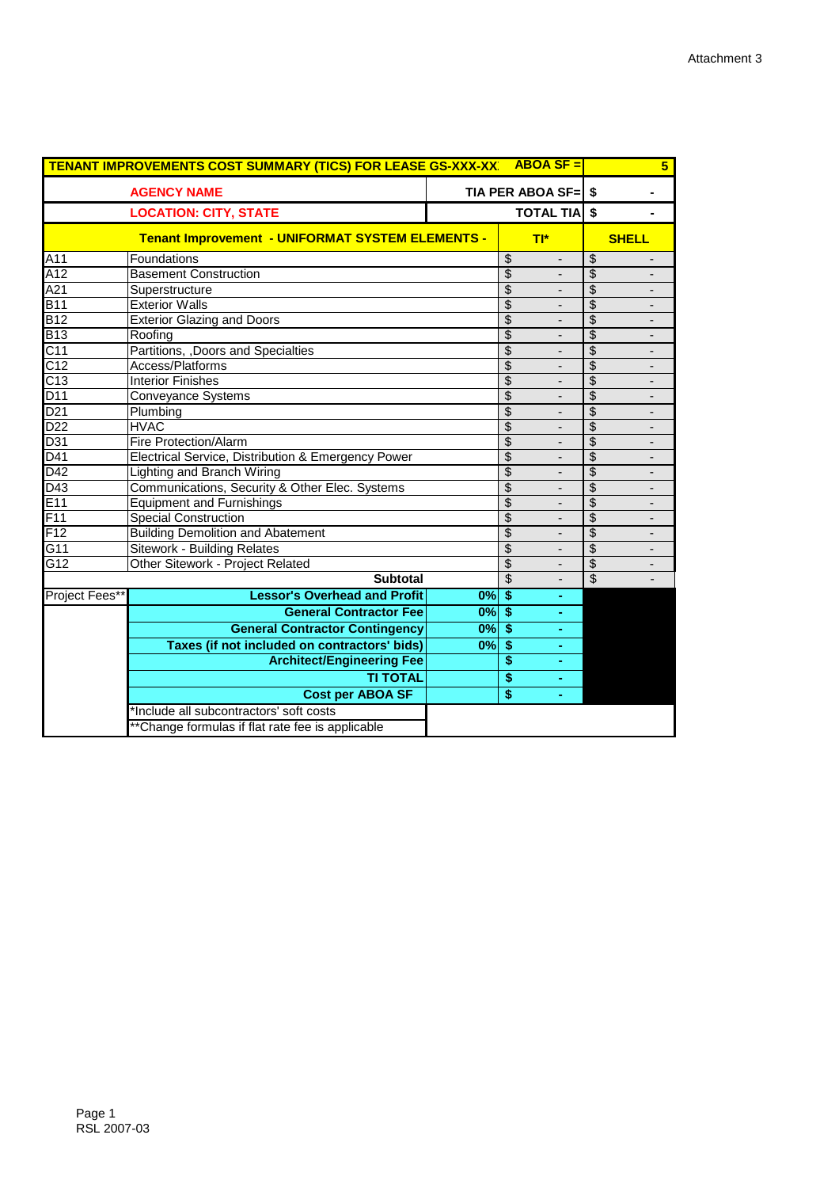Attachment 3

| TENANT IMPROVEMENTS COST SUMMARY (TICS) FOR LEASE GS-XXX-XX | | | ABOA SF = | 5 |
|---|---|---|---|---|
| | AGENCY NAME | | TIA PER ABOA SF= | $ - |
| | LOCATION: CITY, STATE | | TOTAL TIA | $ - |
| | Tenant Improvement - UNIFORMAT SYSTEM ELEMENTS - | | TI* | SHELL |
| A11 | Foundations | | $ - | $ - |
| A12 | Basement Construction | | $ - | $ - |
| A21 | Superstructure | | $ - | $ - |
| B11 | Exterior Walls | | $ - | $ - |
| B12 | Exterior Glazing and Doors | | $ - | $ - |
| B13 | Roofing | | $ - | $ - |
| C11 | Partitions, ,Doors and Specialties | | $ - | $ - |
| C12 | Access/Platforms | | $ - | $ - |
| C13 | Interior Finishes | | $ - | $ - |
| D11 | Conveyance Systems | | $ - | $ - |
| D21 | Plumbing | | $ - | $ - |
| D22 | HVAC | | $ - | $ - |
| D31 | Fire Protection/Alarm | | $ - | $ - |
| D41 | Electrical Service, Distribution & Emergency Power | | $ - | $ - |
| D42 | Lighting and Branch Wiring | | $ - | $ - |
| D43 | Communications, Security & Other Elec. Systems | | $ - | $ - |
| E11 | Equipment and Furnishings | | $ - | $ - |
| F11 | Special Construction | | $ - | $ - |
| F12 | Building Demolition and Abatement | | $ - | $ - |
| G11 | Sitework - Building Relates | | $ - | $ - |
| G12 | Other Sitework - Project Related | | $ - | $ - |
| | Subtotal | | $ - | $ - |
| Project Fees** | Lessor's Overhead and Profit | 0% | $ - | |
| | General Contractor Fee | 0% | $ - | |
| | General Contractor Contingency | 0% | $ - | |
| | Taxes (if not included on contractors' bids) | 0% | $ - | |
| | Architect/Engineering Fee | | $ - | |
| | TI TOTAL | | $ - | |
| | Cost per ABOA SF | | $ - | |
| | *Include all subcontractors' soft costs | | | |
| | **Change formulas if flat rate fee is applicable | | | |

RSL 2007-03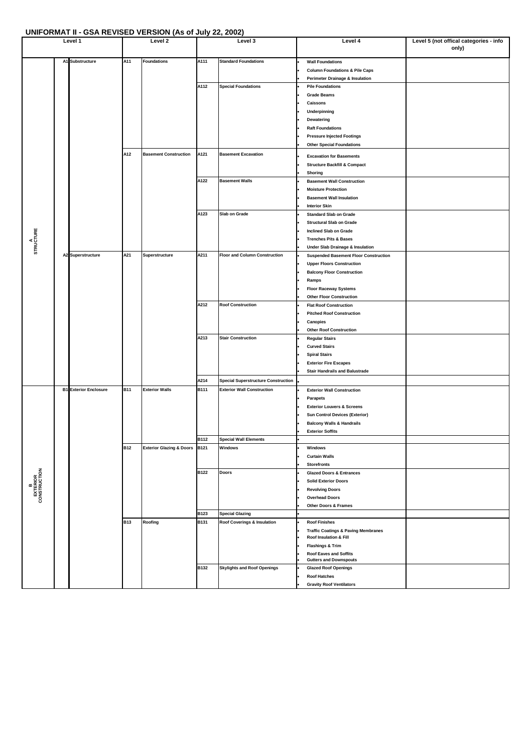## UNIFORMAT II - GSA REVISED VERSION (As of July 22, 2002)

| Level 1 | | | Level 2 | | Level 3 | | Level 4 | Level 5 (not offical categories - info only) |
|---|---|---|---|---|---|---|---|---|
| A STRUCTURE | A1 | Substructure | A11 | Foundations | A111 | Standard Foundations | • Wall Foundations | |
| | | | | | | | • Column Foundations & Pile Caps | |
| | | | | | | | • Perimeter Drainage & Insulation | |
| | | | | | A112 | Special Foundations | • Pile Foundations | |
| | | | | | | | • Grade Beams | |
| | | | | | | | • Caissons | |
| | | | | | | | • Underpinning | |
| | | | | | | | • Dewatering | |
| | | | | | | | • Raft Foundations | |
| | | | | | | | • Pressure Injected Footings | |
| | | | | | | | • Other Special Foundations | |
| | | | A12 | Basement Construction | A121 | Basement Excavation | • Excavation for Basements | |
| | | | | | | | • Structure Backfill & Compact | |
| | | | | | | | • Shoring | |
| | | | | | A122 | Basement Walls | • Basement Wall Construction | |
| | | | | | | | • Moisture Protection | |
| | | | | | | | • Basement Wall Insulation | |
| | | | | | | | • Interior Skin | |
| | | | | | A123 | Slab on Grade | • Standard Slab on Grade | |
| | | | | | | | • Structural Slab on Grade | |
| | | | | | | | • Inclined Slab on Grade | |
| | | | | | | | • Trenches Pits & Bases | |
| | | | | | | | • Under Slab Drainage & Insulation | |
| | A2 | Superstructure | A21 | Superstructure | A211 | Floor and Column Construction | • Suspended Basement Floor Construction | |
| | | | | | | | • Upper Floors Construction | |
| | | | | | | | • Balcony Floor Construction | |
| | | | | | | | • Ramps | |
| | | | | | | | • Floor Raceway Systems | |
| | | | | | | | • Other Floor Construction | |
| | | | | | A212 | Roof Construction | • Flat Roof Construction | |
| | | | | | | | • Pitched Roof Construction | |
| | | | | | | | • Canopies | |
| | | | | | | | • Other Roof Construction | |
| | | | | | A213 | Stair Construction | • Regular Stairs | |
| | | | | | | | • Curved Stairs | |
| | | | | | | | • Spiral Stairs | |
| | | | | | | | • Exterior Fire Escapes | |
| | | | | | | | • Stair Handrails and Balustrade | |
| | | | | | A214 | Special Superstructure Construction | • | |
| B EXTERIOR CONSTRUCTION | B1 | Exterior Enclosure | B11 | Exterior Walls | B111 | Exterior Wall Construction | • Exterior Wall Construction | |
| | | | | | | | • Parapets | |
| | | | | | | | • Exterior Louvers & Screens | |
| | | | | | | | • Sun Control Devices (Exterior) | |
| | | | | | | | • Balcony Walls & Handrails | |
| | | | | | | | • Exterior Soffits | |
| | | | | | B112 | Special Wall Elements | • | |
| | | | B12 | Exterior Glazing & Doors | B121 | Windows | • Windows | |
| | | | | | | | • Curtain Walls | |
| | | | | | | | • Storefronts | |
| | | | | | B122 | Doors | • Glazed Doors & Entrances | |
| | | | | | | | • Solid Exterior Doors | |
| | | | | | | | • Revolving Doors | |
| | | | | | | | • Overhead Doors | |
| | | | | | | | • Other Doors & Frames | |
| | | | | | B123 | Special Glazing | • | |
| | | | B13 | Roofing | B131 | Roof Coverings & Insulation | • Roof Finishes | |
| | | | | | | | • Traffic Coatings & Paving Membranes | |
| | | | | | | | • Roof Insulation & Fill | |
| | | | | | | | • Flashings & Trim | |
| | | | | | | | • Roof Eaves and Soffits | |
| | | | | | | | • Gutters and Downspouts | |
| | | | | | B132 | Skylights and Roof Openings | • Glazed Roof Openings | |
| | | | | | | | • Roof Hatches | |
| | | | | | | | • Gravity Roof Ventilators | |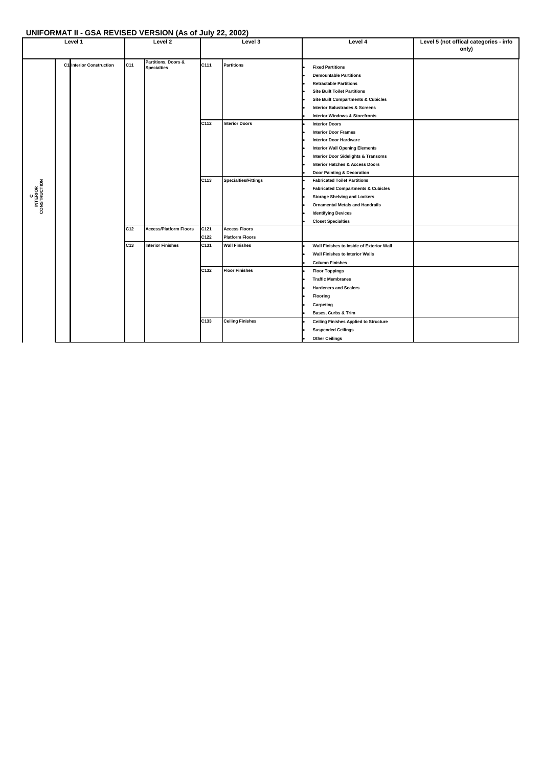# UNIFORMAT II - GSA REVISED VERSION (As of July 22, 2002)

| Level 1 | | | Level 2 | | Level 3 | | Level 4 | Level 5 (not offical categories - info only) |
|---|---|---|---|---|---|---|---|---|
| C INTERIOR CONSTRUCTION | C1 | Interior Construction | C11 | Partitions, Doors & Specialties | C111 | Partitions | • Fixed Partitions<br>• Demountable Partitions<br>• Retractable Partitions<br>• Site Built Toilet Partitions<br>• Site Built Compartments & Cubicles<br>• Interior Balustrades & Screens<br>• Interior Windows & Storefronts | |
| | | | | | C112 | Interior Doors | • Interior Doors<br>• Interior Door Frames<br>• Interior Door Hardware<br>• Interior Wall Opening Elements<br>• Interior Door Sidelights & Transoms<br>• Interior Hatches & Access Doors<br>• Door Painting & Decoration | |
| | | | | | C113 | Specialties/Fittings | • Fabricated Toilet Partitions<br>• Fabricated Compartments & Cubicles<br>• Storage Shelving and Lockers<br>• Ornamental Metals and Handrails<br>• Identifying Devices<br>• Closet Specialties | |
| | | | C12 | Access/Platform Floors | C121 | Access Floors | | |
| | | | | | C122 | Platform Floors | | |
| | | | C13 | Interior Finishes | C131 | Wall Finishes | • Wall Finishes to Inside of Exterior Wall<br>• Wall Finishes to Interior Walls<br>• Column Finishes | |
| | | | | | C132 | Floor Finishes | • Floor Toppings<br>• Traffic Membranes<br>• Hardeners and Sealers<br>• Flooring<br>• Carpeting<br>• Bases, Curbs & Trim | |
| | | | | | C133 | Ceiling Finishes | • Ceiling Finishes Applied to Structure<br>• Suspended Ceilings<br>• Other Ceilings | |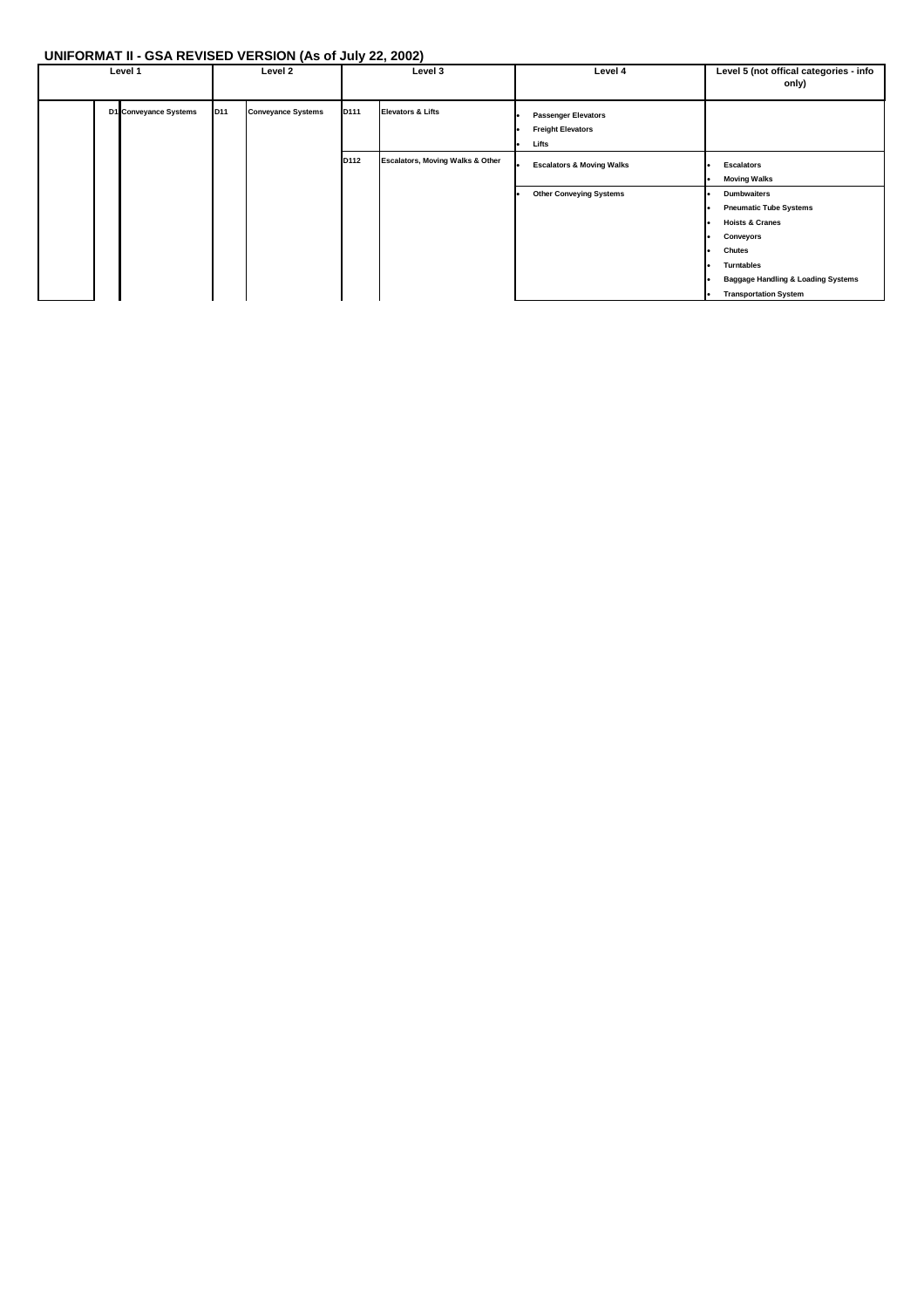## UNIFORMAT II - GSA REVISED VERSION (As of July 22, 2002)

| Level 1 | | Level 2 | | Level 3 | | Level 4 | Level 5 (not offical categories - info only) |
|---|---|---|---|---|---|---|---|
| D1 | Conveyance Systems | D11 | Conveyance Systems | D111 | Elevators & Lifts | • Passenger Elevators<br>• Freight Elevators<br>• Lifts | |
| | | | | D112 | Escalators, Moving Walks & Other | • Escalators & Moving Walks | • Escalators<br>• Moving Walks |
| | | | | | | • Other Conveying Systems | • Dumbwaiters<br>• Pneumatic Tube Systems<br>• Hoists & Cranes<br>• Conveyors<br>• Chutes<br>• Turntables<br>• Baggage Handling & Loading Systems<br>• Transportation System |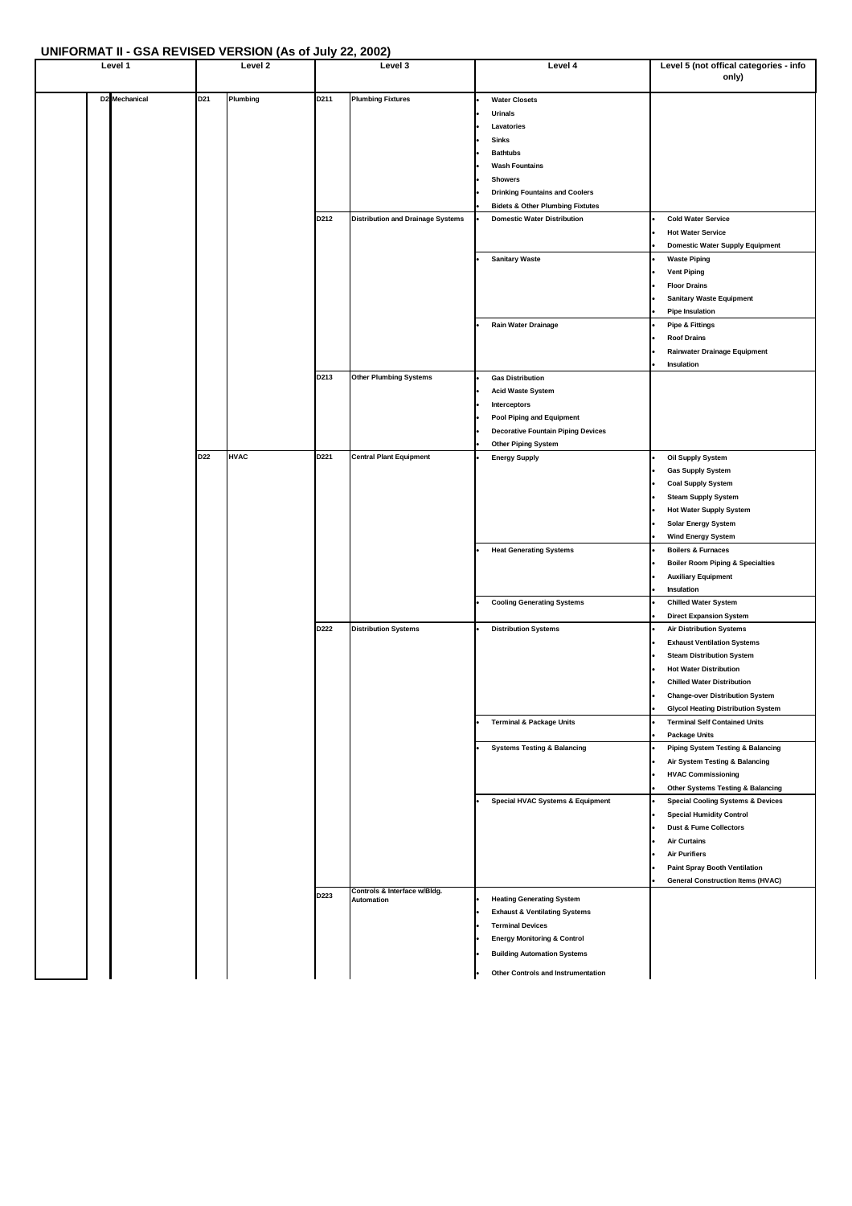## UNIFORMAT II - GSA REVISED VERSION (As of July 22, 2002)

| Level 1 | | Level 2 | | Level 3 | | Level 4 | Level 5 (not offical categories - info only) |
|---|---|---|---|---|---|---|---|
| D2 | Mechanical | D21 | Plumbing | D211 | Plumbing Fixtures | • Water Closets<br>• Urinals<br>• Lavatories<br>• Sinks<br>• Bathtubs<br>• Wash Fountains<br>• Showers<br>• Drinking Fountains and Coolers<br>• Bidets & Other Plumbing Fixtutes | |
| | | | | D212 | Distribution and Drainage Systems | • Domestic Water Distribution | • Cold Water Service<br>• Hot Water Service<br>• Domestic Water Supply Equipment |
| | | | | | | • Sanitary Waste | • Waste Piping<br>• Vent Piping<br>• Floor Drains<br>• Sanitary Waste Equipment<br>• Pipe Insulation |
| | | | | | | • Rain Water Drainage | • Pipe & Fittings<br>• Roof Drains<br>• Rainwater Drainage Equipment<br>• Insulation |
| | | | | D213 | Other Plumbing Systems | • Gas Distribution<br>• Acid Waste System<br>• Interceptors<br>• Pool Piping and Equipment<br>• Decorative Fountain Piping Devices<br>• Other Piping System | |
| | | D22 | HVAC | D221 | Central Plant Equipment | • Energy Supply | • Oil Supply System<br>• Gas Supply System<br>• Coal Supply System<br>• Steam Supply System<br>• Hot Water Supply System<br>• Solar Energy System<br>• Wind Energy System |
| | | | | | | • Heat Generating Systems | • Boilers & Furnaces<br>• Boiler Room Piping & Specialties<br>• Auxiliary Equipment<br>• Insulation |
| | | | | | | • Cooling Generating Systems | • Chilled Water System<br>• Direct Expansion System |
| | | | | D222 | Distribution Systems | • Distribution Systems | • Air Distribution Systems<br>• Exhaust Ventilation Systems<br>• Steam Distribution System<br>• Hot Water Distribution<br>• Chilled Water Distribution<br>• Change-over Distribution System<br>• Glycol Heating Distribution System |
| | | | | | | • Terminal & Package Units | • Terminal Self Contained Units<br>• Package Units |
| | | | | | | • Systems Testing & Balancing | • Piping System Testing & Balancing<br>• Air System Testing & Balancing<br>• HVAC Commissioning<br>• Other Systems Testing & Balancing |
| | | | | | | • Special HVAC Systems & Equipment | • Special Cooling Systems & Devices<br>• Special Humidity Control<br>• Dust & Fume Collectors<br>• Air Curtains<br>• Air Purifiers<br>• Paint Spray Booth Ventilation<br>• General Construction Items (HVAC) |
| | | | | D223 | Controls & Interface w/Bldg. Automation | • Heating Generating System<br>• Exhaust & Ventilating Systems<br>• Terminal Devices<br>• Energy Monitoring & Control<br>• Building Automation Systems<br>• Other Controls and Instrumentation | |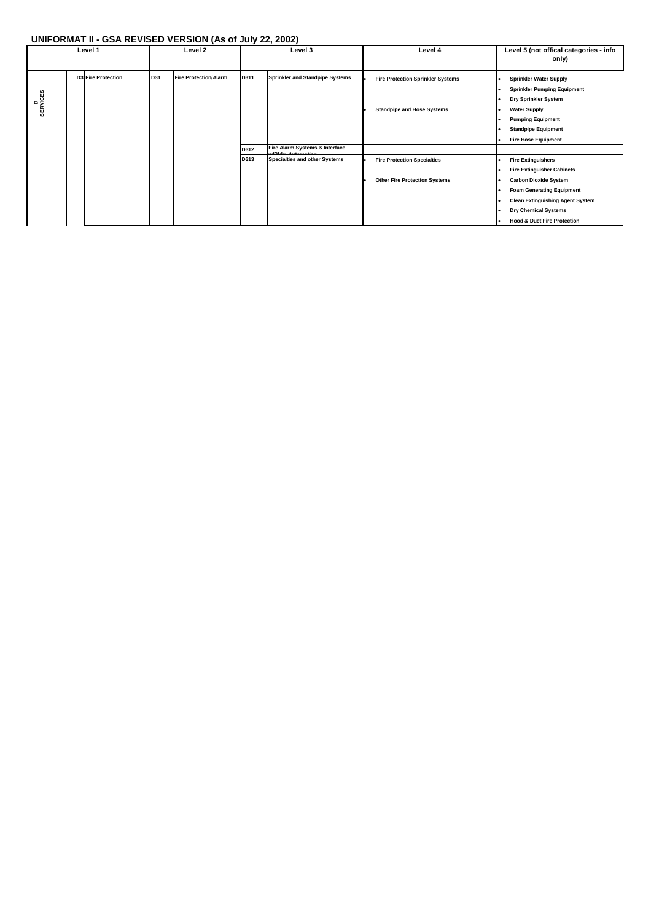## UNIFORMAT II - GSA REVISED VERSION (As of July 22, 2002)

| Level 1 | | | Level 2 | | Level 3 | | Level 4 | Level 5 (not offical categories - info only) |
|---|---|---|---|---|---|---|---|---|
| D SERVICES | D3 | Fire Protection | D31 | Fire Protection/Alarm | D311 | Sprinkler and Standpipe Systems | • Fire Protection Sprinkler Systems | • Sprinkler Water Supply |
| | | | | | | | | • Sprinkler Pumping Equipment |
| | | | | | | | | • Dry Sprinkler System |
| | | | | | | | • Standpipe and Hose Systems | • Water Supply |
| | | | | | | | | • Pumping Equipment |
| | | | | | | | | • Standpipe Equipment |
| | | | | | | | | • Fire Hose Equipment |
| | | | | | D312 | Fire Alarm Systems & Interface w/Bldg. Automation | | |
| | | | | | D313 | Specialties and other Systems | • Fire Protection Specialties | • Fire Extinguishers |
| | | | | | | | | • Fire Extinguisher Cabinets |
| | | | | | | | • Other Fire Protection Systems | • Carbon Dioxide System |
| | | | | | | | | • Foam Generating Equipment |
| | | | | | | | | • Clean Extinguishing Agent System |
| | | | | | | | | • Dry Chemical Systems |
| | | | | | | | | • Hood & Duct Fire Protection |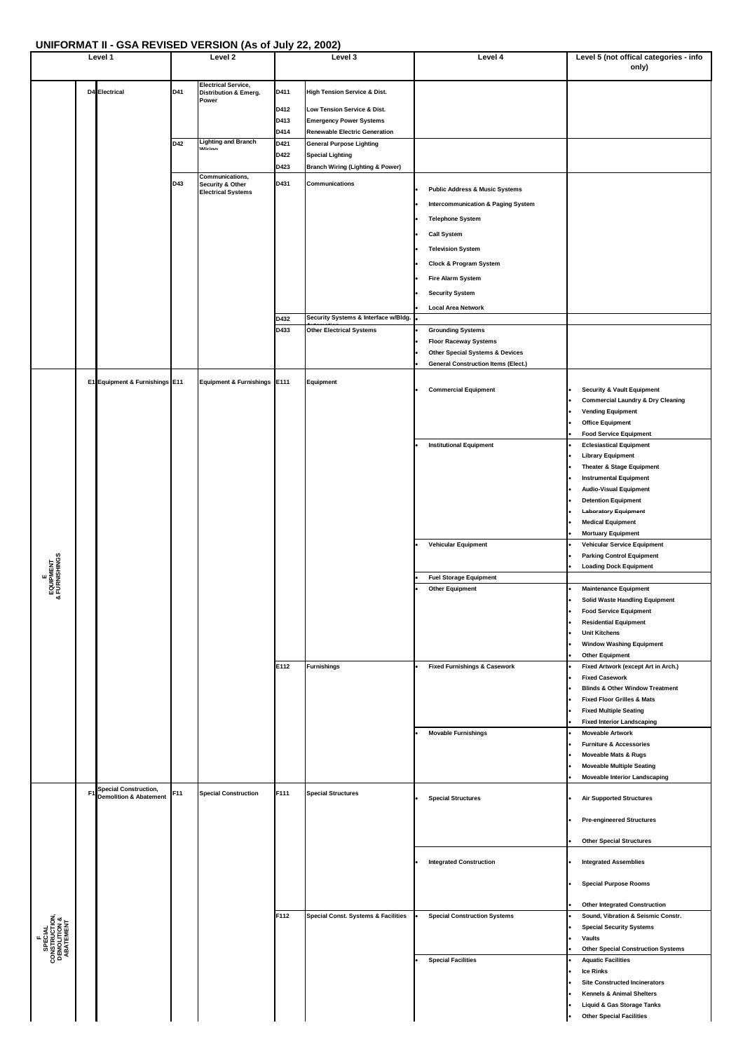# UNIFORMAT II - GSA REVISED VERSION (As of July 22, 2002)

| Level 1 | | Level 2 | | Level 3 | | Level 4 | Level 5 (not offical categories - info only) |
|---|---|---|---|---|---|---|---|
| | D4 | Electrical | D41 | Electrical Service, Distribution & Emerg. Power | D411 | High Tension Service & Dist. | |
| | | | | | D412 | Low Tension Service & Dist. | |
| | | | | | D413 | Emergency Power Systems | |
| | | | | | D414 | Renewable Electric Generation | |
| | | | D42 | Lighting and Branch Wiring | D421 | General Purpose Lighting | |
| | | | | | D422 | Special Lighting | |
| | | | | | D423 | Branch Wiring (Lighting & Power) | |
| | | | D43 | Communications, Security & Other Electrical Systems | D431 | Communications | • Public Address & Music Systems | |
| | | | | | | | • Intercommunication & Paging System | |
| | | | | | | | • Telephone System | |
| | | | | | | | • Call System | |
| | | | | | | | • Television System | |
| | | | | | | | • Clock & Program System | |
| | | | | | | | • Fire Alarm System | |
| | | | | | | | • Security System | |
| | | | | | | | • Local Area Network | |
| | | | | | D432 | Security Systems & Interface w/Bldg. Automation | • | |
| | | | | | D433 | Other Electrical Systems | • Grounding Systems | |
| | | | | | | | • Floor Raceway Systems | |
| | | | | | | | • Other Special Systems & Devices | |
| | | | | | | | • General Construction Items (Elect.) | |
| E EQUIPMENT & FURNISHINGS | E1 | Equipment & Furnishings | E11 | Equipment & Furnishings | E111 | Equipment | • Commercial Equipment | • Security & Vault Equipment |
| | | | | | | | | • Commercial Laundry & Dry Cleaning |
| | | | | | | | | • Vending Equipment |
| | | | | | | | | • Office Equipment |
| | | | | | | | | • Food Service Equipment |
| | | | | | | | • Institutional Equipment | • Eclesiastical Equipment |
| | | | | | | | | • Library Equipment |
| | | | | | | | | • Theater & Stage Equipment |
| | | | | | | | | • Instrumental Equipment |
| | | | | | | | | • Audio-Visual Equipment |
| | | | | | | | | • Detention Equipment |
| | | | | | | | | • Laboratory Equipment |
| | | | | | | | | • Medical Equipment |
| | | | | | | | | • Mortuary Equipment |
| | | | | | | | • Vehicular Equipment | • Vehicular Service Equipment |
| | | | | | | | | • Parking Control Equipment |
| | | | | | | | | • Loading Dock Equipment |
| | | | | | | | • Fuel Storage Equipment | |
| | | | | | | | • Other Equipment | • Maintenance Equipment |
| | | | | | | | | • Solid Waste Handling Equipment |
| | | | | | | | | • Food Service Equipment |
| | | | | | | | | • Residential Equipment |
| | | | | | | | | • Unit Kitchens |
| | | | | | | | | • Window Washing Equipment |
| | | | | | | | | • Other Equipment |
| | | | | | E112 | Furnishings | • Fixed Furnishings & Casework | • Fixed Artwork (except Art in Arch.) |
| | | | | | | | | • Fixed Casework |
| | | | | | | | | • Blinds & Other Window Treatment |
| | | | | | | | | • Fixed Floor Grilles & Mats |
| | | | | | | | | • Fixed Multiple Seating |
| | | | | | | | | • Fixed Interior Landscaping |
| | | | | | | | • Movable Furnishings | • Moveable Artwork |
| | | | | | | | | • Furniture & Accessories |
| | | | | | | | | • Moveable Mats & Rugs |
| | | | | | | | | • Moveable Multiple Seating |
| | | | | | | | | • Moveable Interior Landscaping |
| F SPECIAL CONSTRUCTION, DEMOLITION & ABATEMENT | F1 | Special Construction, Demolition & Abatement | F11 | Special Construction | F111 | Special Structures | • Special Structures | • Air Supported Structures |
| | | | | | | | | • Pre-engineered Structures |
| | | | | | | | | • Other Special Structures |
| | | | | | | | • Integrated Construction | • Integrated Assemblies |
| | | | | | | | | • Special Purpose Rooms |
| | | | | | | | | • Other Integrated Construction |
| | | | | | F112 | Special Const. Systems & Facilities | • Special Construction Systems | • Sound, Vibration & Seismic Constr. |
| | | | | | | | | • Special Security Systems |
| | | | | | | | | • Vaults |
| | | | | | | | | • Other Special Construction Systems |
| | | | | | | | • Special Facilities | • Aquatic Facilities |
| | | | | | | | | • Ice Rinks |
| | | | | | | | | • Site Constructed Incinerators |
| | | | | | | | | • Kennels & Animal Shelters |
| | | | | | | | | • Liquid & Gas Storage Tanks |
| | | | | | | | | • Other Special Facilities |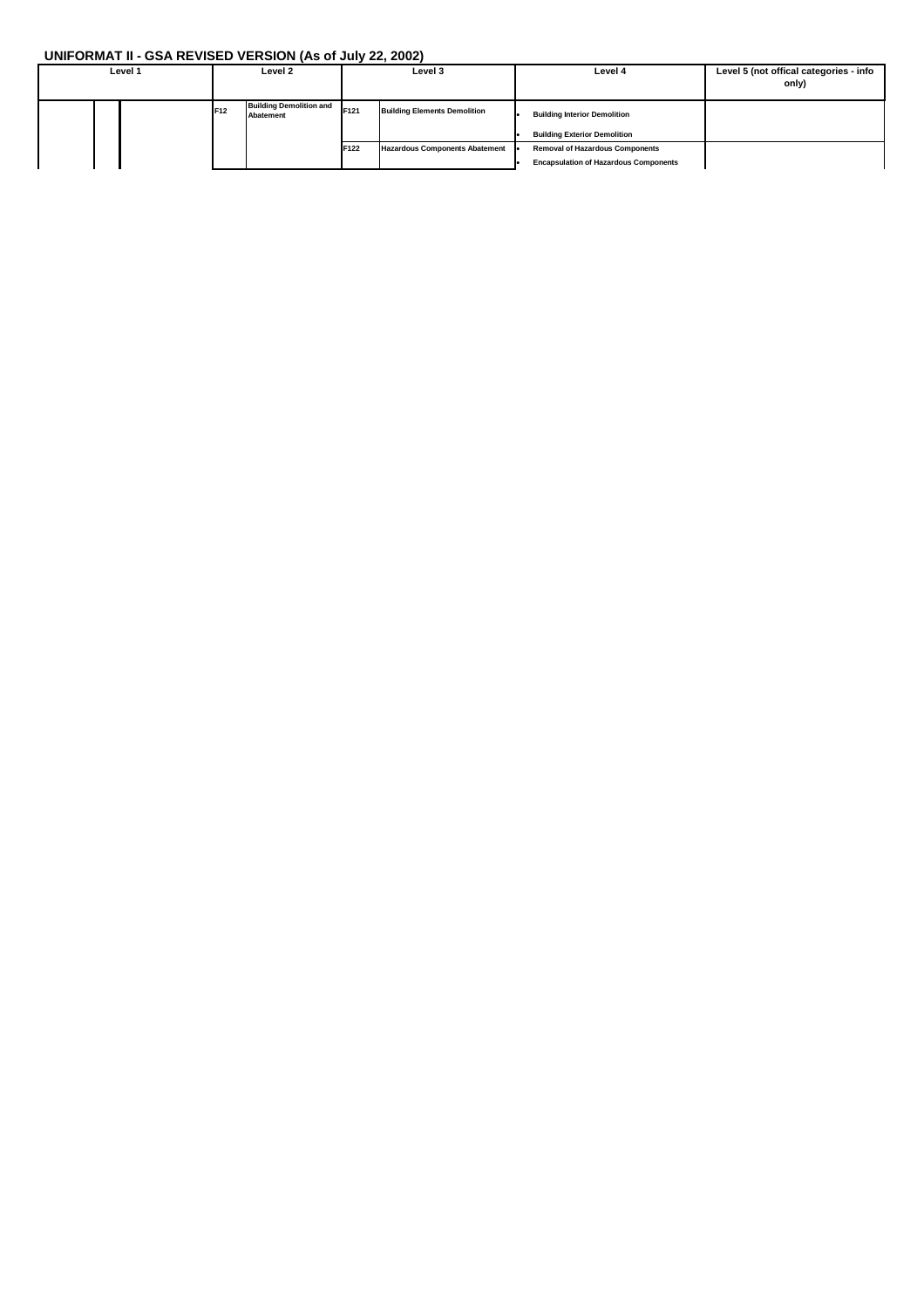## UNIFORMAT II - GSA REVISED VERSION (As of July 22, 2002)

| Level 1 | | | Level 2 | | Level 3 | | Level 4 | Level 5 (not offical categories - info only) |
|---|---|---|---|---|---|---|---|---|
| | | | F12 | Building Demolition and Abatement | F121 | Building Elements Demolition | • Building Interior Demolition<br>• Building Exterior Demolition | |
| | | | | | F122 | Hazardous Components Abatement | • Removal of Hazardous Components<br>• Encapsulation of Hazardous Components | |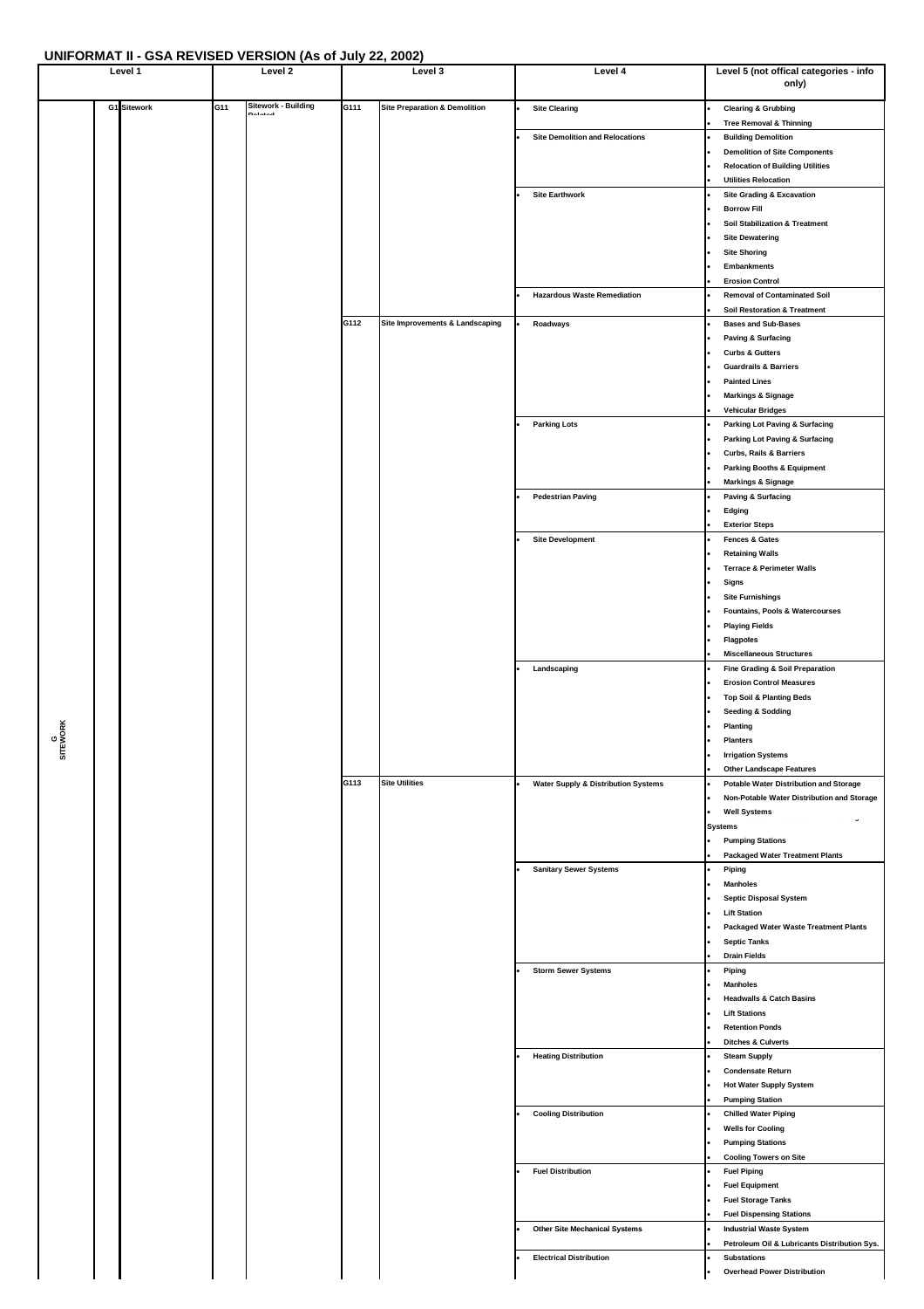## UNIFORMAT II - GSA REVISED VERSION (As of July 22, 2002)

| Level 1 | | Level 2 | | Level 3 | | Level 4 | Level 5 (not offical categories - info only) |
|---|---|---|---|---|---|---|---|
| G SITEWORK | G1 Sitework | G11 | Sitework - Building Related | G111 | Site Preparation & Demolition | • Site Clearing | • Clearing & Grubbing |
| | | | | | | | • Tree Removal & Thinning |
| | | | | | | • Site Demolition and Relocations | • Building Demolition |
| | | | | | | | • Demolition of Site Components |
| | | | | | | | • Relocation of Building Utilities |
| | | | | | | | • Utilities Relocation |
| | | | | | | • Site Earthwork | • Site Grading & Excavation |
| | | | | | | | • Borrow Fill |
| | | | | | | | • Soil Stabilization & Treatment |
| | | | | | | | • Site Dewatering |
| | | | | | | | • Site Shoring |
| | | | | | | | • Embankments |
| | | | | | | | • Erosion Control |
| | | | | | | • Hazardous Waste Remediation | • Removal of Contaminated Soil |
| | | | | | | | • Soil Restoration & Treatment |
| | | | | G112 | Site Improvements & Landscaping | • Roadways | • Bases and Sub-Bases |
| | | | | | | | • Paving & Surfacing |
| | | | | | | | • Curbs & Gutters |
| | | | | | | | • Guardrails & Barriers |
| | | | | | | | • Painted Lines |
| | | | | | | | • Markings & Signage |
| | | | | | | | • Vehicular Bridges |
| | | | | | | • Parking Lots | • Parking Lot Paving & Surfacing |
| | | | | | | | • Parking Lot Paving & Surfacing |
| | | | | | | | • Curbs, Rails & Barriers |
| | | | | | | | • Parking Booths & Equipment |
| | | | | | | | • Markings & Signage |
| | | | | | | • Pedestrian Paving | • Paving & Surfacing |
| | | | | | | | • Edging |
| | | | | | | | • Exterior Steps |
| | | | | | | • Site Development | • Fences & Gates |
| | | | | | | | • Retaining Walls |
| | | | | | | | • Terrace & Perimeter Walls |
| | | | | | | | • Signs |
| | | | | | | | • Site Furnishings |
| | | | | | | | • Fountains, Pools & Watercourses |
| | | | | | | | • Playing Fields |
| | | | | | | | • Flagpoles |
| | | | | | | | • Miscellaneous Structures |
| | | | | | | • Landscaping | • Fine Grading & Soil Preparation |
| | | | | | | | • Erosion Control Measures |
| | | | | | | | • Top Soil & Planting Beds |
| | | | | | | | • Seeding & Sodding |
| | | | | | | | • Planting |
| | | | | | | | • Planters |
| | | | | | | | • Irrigation Systems |
| | | | | | | | • Other Landscape Features |
| | | | | G113 | Site Utilities | • Water Supply & Distribution Systems | • Potable Water Distribution and Storage |
| | | | | | | | • Non-Potable Water Distribution and Storage |
| | | | | | | | • Well Systems |
| | | | | | | | Systems |
| | | | | | | | • Pumping Stations |
| | | | | | | | • Packaged Water Treatment Plants |
| | | | | | | • Sanitary Sewer Systems | • Piping |
| | | | | | | | • Manholes |
| | | | | | | | • Septic Disposal System |
| | | | | | | | • Lift Station |
| | | | | | | | • Packaged Water Waste Treatment Plants |
| | | | | | | | • Septic Tanks |
| | | | | | | | • Drain Fields |
| | | | | | | • Storm Sewer Systems | • Piping |
| | | | | | | | • Manholes |
| | | | | | | | • Headwalls & Catch Basins |
| | | | | | | | • Lift Stations |
| | | | | | | | • Retention Ponds |
| | | | | | | | • Ditches & Culverts |
| | | | | | | • Heating Distribution | • Steam Supply |
| | | | | | | | • Condensate Return |
| | | | | | | | • Hot Water Supply System |
| | | | | | | | • Pumping Station |
| | | | | | | • Cooling Distribution | • Chilled Water Piping |
| | | | | | | | • Wells for Cooling |
| | | | | | | | • Pumping Stations |
| | | | | | | | • Cooling Towers on Site |
| | | | | | | • Fuel Distribution | • Fuel Piping |
| | | | | | | | • Fuel Equipment |
| | | | | | | | • Fuel Storage Tanks |
| | | | | | | | • Fuel Dispensing Stations |
| | | | | | | • Other Site Mechanical Systems | • Industrial Waste System |
| | | | | | | | • Petroleum Oil & Lubricants Distribution Sys. |
| | | | | | | • Electrical Distribution | • Substations |
| | | | | | | | • Overhead Power Distribution |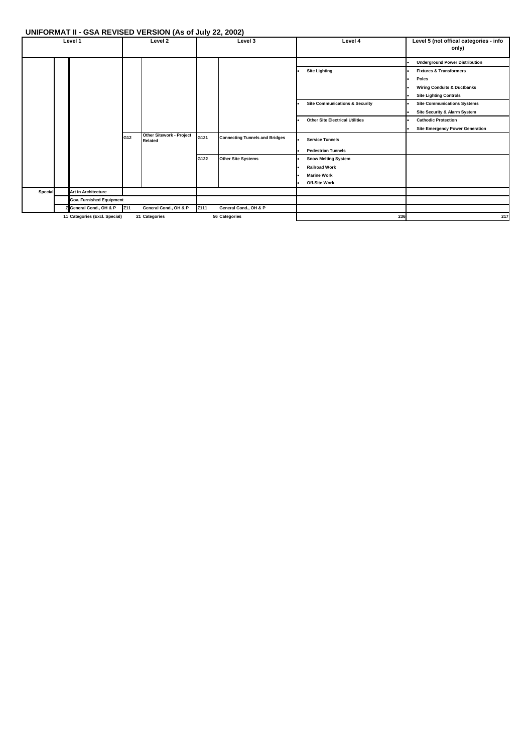# UNIFORMAT II - GSA REVISED VERSION (As of July 22, 2002)

| Level 1 | | | Level 2 | | Level 3 | | Level 4 | Level 5 (not offical categories - info only) |
|---|---|---|---|---|---|---|---|---|
| | | | | | | | | • Underground Power Distribution |
| | | | | | | | • Site Lighting | • Fixtures & Transformers |
| | | | | | | | | • Poles |
| | | | | | | | | • Wiring Conduits & Ductbanks |
| | | | | | | | | • Site Lighting Controls |
| | | | | | | | • Site Communications & Security | • Site Communications Systems |
| | | | | | | | | • Site Security & Alarm System |
| | | | | | | | • Other Site Electrical Utilities | • Cathodic Protection |
| | | | | | | | | • Site Emergency Power Generation |
| | | | G12 | Other Sitework - Project Related | G121 | Connecting Tunnels and Bridges | • Service Tunnels | |
| | | | | | | | • Pedestrian Tunnels | |
| | | | | | G122 | Other Site Systems | • Snow Melting System | |
| | | | | | | | • Railroad Work | |
| | | | | | | | • Marine Work | |
| | | | | | | | • Off-Site Work | |
| Special | | Art in Architecture | | | | | | |
| | | Gov. Furnished Equipment | | | | | | |
| | Z | General Cond., OH & P | Z11 | General Cond., OH & P | Z111 | General Cond., OH & P | | |
| | | 11 Categories (Excl. Special) | | 21 Categories | | 56 Categories | 236 | 217 |